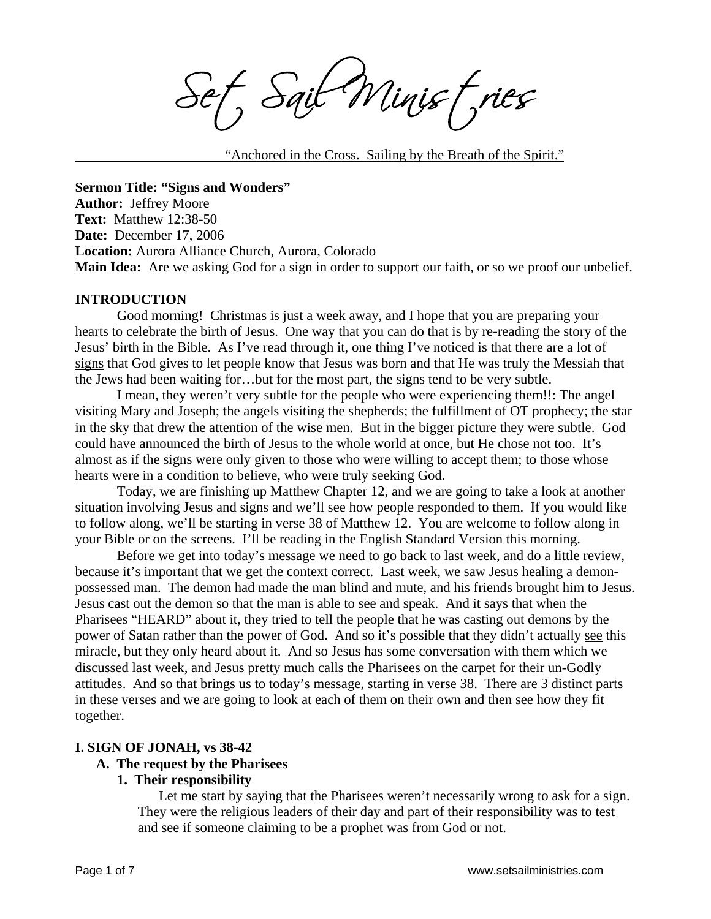# Set Sail Ministries

"Anchored in the Cross. Sailing by the Breath of the Spirit."

**Sermon Title: "Signs and Wonders"**
**Author:** Jeffrey Moore
**Text:** Matthew 12:38-50
**Date:** December 17, 2006
**Location:** Aurora Alliance Church, Aurora, Colorado
**Main Idea:** Are we asking God for a sign in order to support our faith, or so we proof our unbelief.

## INTRODUCTION

Good morning! Christmas is just a week away, and I hope that you are preparing your hearts to celebrate the birth of Jesus. One way that you can do that is by re-reading the story of the Jesus' birth in the Bible. As I've read through it, one thing I've noticed is that there are a lot of signs that God gives to let people know that Jesus was born and that He was truly the Messiah that the Jews had been waiting for…but for the most part, the signs tend to be very subtle.

I mean, they weren't very subtle for the people who were experiencing them!!: The angel visiting Mary and Joseph; the angels visiting the shepherds; the fulfillment of OT prophecy; the star in the sky that drew the attention of the wise men. But in the bigger picture they were subtle. God could have announced the birth of Jesus to the whole world at once, but He chose not too. It's almost as if the signs were only given to those who were willing to accept them; to those whose hearts were in a condition to believe, who were truly seeking God.

Today, we are finishing up Matthew Chapter 12, and we are going to take a look at another situation involving Jesus and signs and we'll see how people responded to them. If you would like to follow along, we'll be starting in verse 38 of Matthew 12. You are welcome to follow along in your Bible or on the screens. I'll be reading in the English Standard Version this morning.

Before we get into today's message we need to go back to last week, and do a little review, because it's important that we get the context correct. Last week, we saw Jesus healing a demon-possessed man. The demon had made the man blind and mute, and his friends brought him to Jesus. Jesus cast out the demon so that the man is able to see and speak. And it says that when the Pharisees "HEARD" about it, they tried to tell the people that he was casting out demons by the power of Satan rather than the power of God. And so it's possible that they didn't actually see this miracle, but they only heard about it. And so Jesus has some conversation with them which we discussed last week, and Jesus pretty much calls the Pharisees on the carpet for their un-Godly attitudes. And so that brings us to today's message, starting in verse 38. There are 3 distinct parts in these verses and we are going to look at each of them on their own and then see how they fit together.

## I. SIGN OF JONAH, vs 38-42

### A. The request by the Pharisees

#### 1. Their responsibility

Let me start by saying that the Pharisees weren't necessarily wrong to ask for a sign. They were the religious leaders of their day and part of their responsibility was to test and see if someone claiming to be a prophet was from God or not.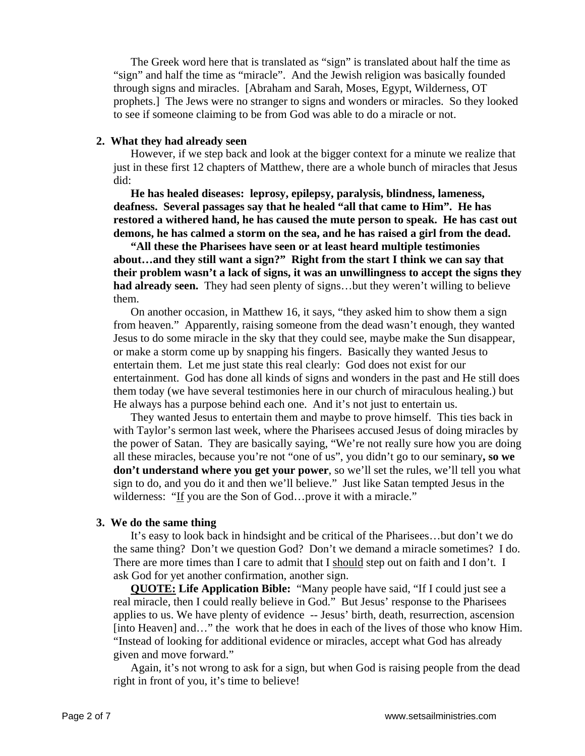The Greek word here that is translated as "sign" is translated about half the time as "sign" and half the time as "miracle". And the Jewish religion was basically founded through signs and miracles. [Abraham and Sarah, Moses, Egypt, Wilderness, OT prophets.] The Jews were no stranger to signs and wonders or miracles. So they looked to see if someone claiming to be from God was able to do a miracle or not.

### 2. What they had already seen

However, if we step back and look at the bigger context for a minute we realize that just in these first 12 chapters of Matthew, there are a whole bunch of miracles that Jesus did:

**He has healed diseases: leprosy, epilepsy, paralysis, blindness, lameness, deafness. Several passages say that he healed "all that came to Him". He has restored a withered hand, he has caused the mute person to speak. He has cast out demons, he has calmed a storm on the sea, and he has raised a girl from the dead.**

**"All these the Pharisees have seen or at least heard multiple testimonies about…and they still want a sign?" Right from the start I think we can say that their problem wasn't a lack of signs, it was an unwillingness to accept the signs they had already seen.** They had seen plenty of signs…but they weren't willing to believe them.

On another occasion, in Matthew 16, it says, "they asked him to show them a sign from heaven." Apparently, raising someone from the dead wasn't enough, they wanted Jesus to do some miracle in the sky that they could see, maybe make the Sun disappear, or make a storm come up by snapping his fingers. Basically they wanted Jesus to entertain them. Let me just state this real clearly: God does not exist for our entertainment. God has done all kinds of signs and wonders in the past and He still does them today (we have several testimonies here in our church of miraculous healing.) but He always has a purpose behind each one. And it's not just to entertain us.

They wanted Jesus to entertain them and maybe to prove himself. This ties back in with Taylor's sermon last week, where the Pharisees accused Jesus of doing miracles by the power of Satan. They are basically saying, "We're not really sure how you are doing all these miracles, because you're not "one of us", you didn't go to our seminary**, so we don't understand where you get your power**, so we'll set the rules, we'll tell you what sign to do, and you do it and then we'll believe." Just like Satan tempted Jesus in the wilderness: "<u>If</u> you are the Son of God…prove it with a miracle."

### 3. We do the same thing

It's easy to look back in hindsight and be critical of the Pharisees…but don't we do the same thing? Don't we question God? Don't we demand a miracle sometimes? I do. There are more times than I care to admit that I <u>should</u> step out on faith and I don't. I ask God for yet another confirmation, another sign.

**<u>QUOTE:</u> Life Application Bible:** "Many people have said, "If I could just see a real miracle, then I could really believe in God." But Jesus' response to the Pharisees applies to us. We have plenty of evidence -- Jesus' birth, death, resurrection, ascension [into Heaven] and…" the work that he does in each of the lives of those who know Him. "Instead of looking for additional evidence or miracles, accept what God has already given and move forward."

Again, it's not wrong to ask for a sign, but when God is raising people from the dead right in front of you, it's time to believe!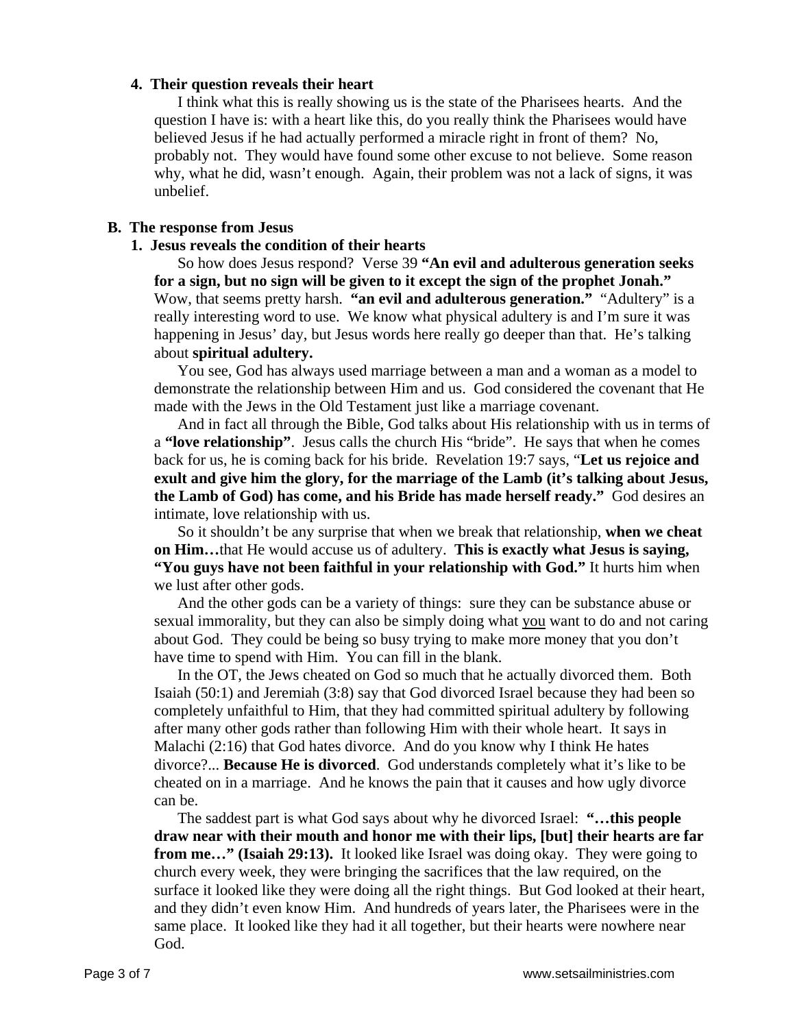**4. Their question reveals their heart**

I think what this is really showing us is the state of the Pharisees hearts. And the question I have is: with a heart like this, do you really think the Pharisees would have believed Jesus if he had actually performed a miracle right in front of them? No, probably not. They would have found some other excuse to not believe. Some reason why, what he did, wasn't enough. Again, their problem was not a lack of signs, it was unbelief.

**B. The response from Jesus**

**1. Jesus reveals the condition of their hearts**

So how does Jesus respond? Verse 39 **"An evil and adulterous generation seeks for a sign, but no sign will be given to it except the sign of the prophet Jonah."** Wow, that seems pretty harsh. **"an evil and adulterous generation."** "Adultery" is a really interesting word to use. We know what physical adultery is and I'm sure it was happening in Jesus' day, but Jesus words here really go deeper than that. He's talking about **spiritual adultery.**

You see, God has always used marriage between a man and a woman as a model to demonstrate the relationship between Him and us. God considered the covenant that He made with the Jews in the Old Testament just like a marriage covenant.

And in fact all through the Bible, God talks about His relationship with us in terms of a **"love relationship"**. Jesus calls the church His "bride". He says that when he comes back for us, he is coming back for his bride. Revelation 19:7 says, "**Let us rejoice and exult and give him the glory, for the marriage of the Lamb (it's talking about Jesus, the Lamb of God) has come, and his Bride has made herself ready."** God desires an intimate, love relationship with us.

So it shouldn't be any surprise that when we break that relationship, **when we cheat on Him…**that He would accuse us of adultery. **This is exactly what Jesus is saying, "You guys have not been faithful in your relationship with God."** It hurts him when we lust after other gods.

And the other gods can be a variety of things: sure they can be substance abuse or sexual immorality, but they can also be simply doing what <u>you</u> want to do and not caring about God. They could be being so busy trying to make more money that you don't have time to spend with Him. You can fill in the blank.

In the OT, the Jews cheated on God so much that he actually divorced them. Both Isaiah (50:1) and Jeremiah (3:8) say that God divorced Israel because they had been so completely unfaithful to Him, that they had committed spiritual adultery by following after many other gods rather than following Him with their whole heart. It says in Malachi (2:16) that God hates divorce. And do you know why I think He hates divorce?... **Because He is divorced**. God understands completely what it's like to be cheated on in a marriage. And he knows the pain that it causes and how ugly divorce can be.

The saddest part is what God says about why he divorced Israel: **"…this people draw near with their mouth and honor me with their lips, [but] their hearts are far from me…" (Isaiah 29:13).** It looked like Israel was doing okay. They were going to church every week, they were bringing the sacrifices that the law required, on the surface it looked like they were doing all the right things. But God looked at their heart, and they didn't even know Him. And hundreds of years later, the Pharisees were in the same place. It looked like they had it all together, but their hearts were nowhere near God.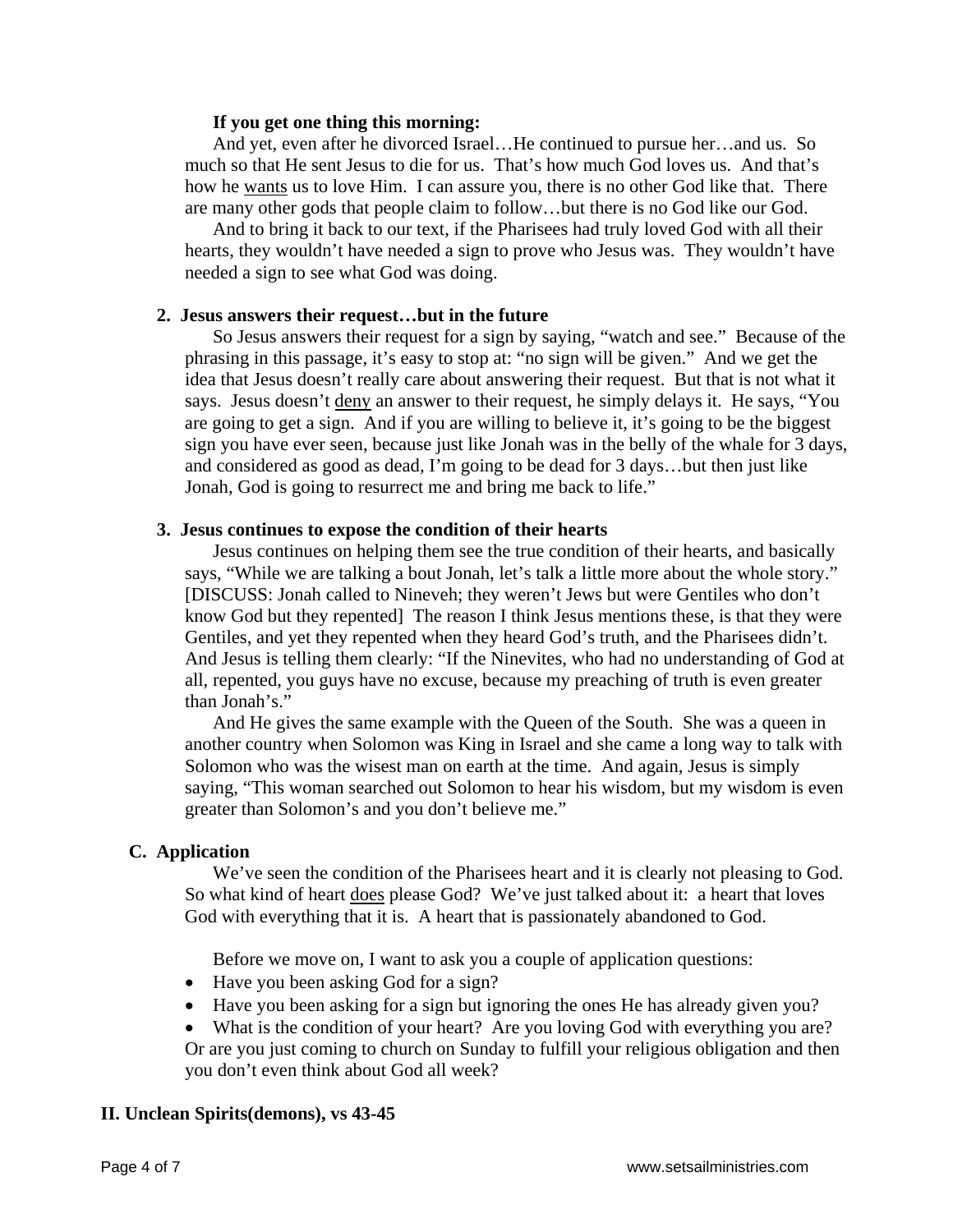**If you get one thing this morning:**

And yet, even after he divorced Israel…He continued to pursue her…and us. So much so that He sent Jesus to die for us. That's how much God loves us. And that's how he <u>wants</u> us to love Him. I can assure you, there is no other God like that. There are many other gods that people claim to follow…but there is no God like our God.

And to bring it back to our text, if the Pharisees had truly loved God with all their hearts, they wouldn't have needed a sign to prove who Jesus was. They wouldn't have needed a sign to see what God was doing.

**2. Jesus answers their request…but in the future**

So Jesus answers their request for a sign by saying, "watch and see." Because of the phrasing in this passage, it's easy to stop at: "no sign will be given." And we get the idea that Jesus doesn't really care about answering their request. But that is not what it says. Jesus doesn't <u>deny</u> an answer to their request, he simply delays it. He says, "You are going to get a sign. And if you are willing to believe it, it's going to be the biggest sign you have ever seen, because just like Jonah was in the belly of the whale for 3 days, and considered as good as dead, I'm going to be dead for 3 days…but then just like Jonah, God is going to resurrect me and bring me back to life."

**3. Jesus continues to expose the condition of their hearts**

Jesus continues on helping them see the true condition of their hearts, and basically says, "While we are talking a bout Jonah, let's talk a little more about the whole story." [DISCUSS: Jonah called to Nineveh; they weren't Jews but were Gentiles who don't know God but they repented] The reason I think Jesus mentions these, is that they were Gentiles, and yet they repented when they heard God's truth, and the Pharisees didn't. And Jesus is telling them clearly: "If the Ninevites, who had no understanding of God at all, repented, you guys have no excuse, because my preaching of truth is even greater than Jonah's."

And He gives the same example with the Queen of the South. She was a queen in another country when Solomon was King in Israel and she came a long way to talk with Solomon who was the wisest man on earth at the time. And again, Jesus is simply saying, "This woman searched out Solomon to hear his wisdom, but my wisdom is even greater than Solomon's and you don't believe me."

**C. Application**

We've seen the condition of the Pharisees heart and it is clearly not pleasing to God. So what kind of heart <u>does</u> please God? We've just talked about it: a heart that loves God with everything that it is. A heart that is passionately abandoned to God.

Before we move on, I want to ask you a couple of application questions:

- Have you been asking God for a sign?
- Have you been asking for a sign but ignoring the ones He has already given you?
- What is the condition of your heart? Are you loving God with everything you are? Or are you just coming to church on Sunday to fulfill your religious obligation and then you don't even think about God all week?

**II. Unclean Spirits(demons), vs 43-45**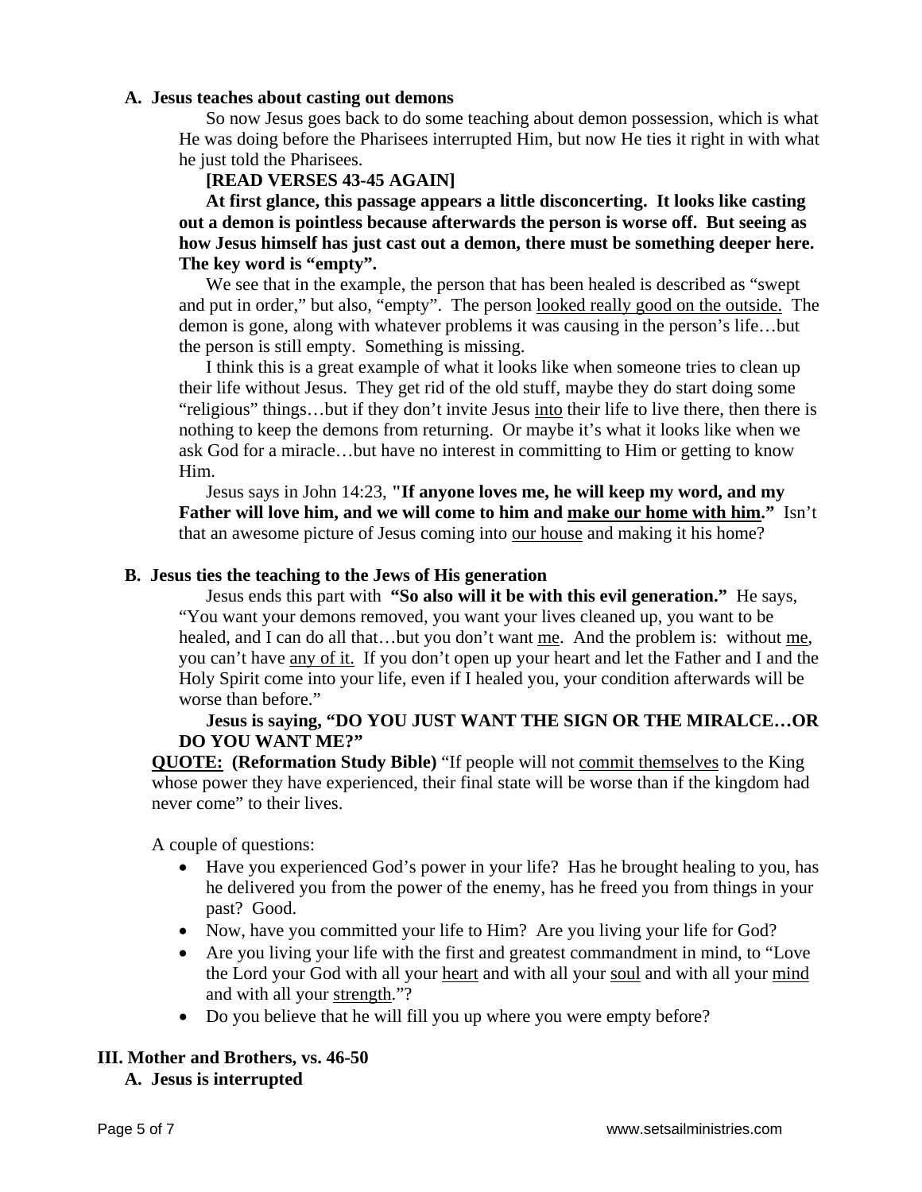**A. Jesus teaches about casting out demons**

So now Jesus goes back to do some teaching about demon possession, which is what He was doing before the Pharisees interrupted Him, but now He ties it right in with what he just told the Pharisees.

**[READ VERSES 43-45 AGAIN]**

**At first glance, this passage appears a little disconcerting. It looks like casting out a demon is pointless because afterwards the person is worse off. But seeing as how Jesus himself has just cast out a demon, there must be something deeper here. The key word is "empty".**

We see that in the example, the person that has been healed is described as "swept and put in order," but also, "empty". The person looked really good on the outside. The demon is gone, along with whatever problems it was causing in the person's life…but the person is still empty. Something is missing.

I think this is a great example of what it looks like when someone tries to clean up their life without Jesus. They get rid of the old stuff, maybe they do start doing some "religious" things…but if they don't invite Jesus into their life to live there, then there is nothing to keep the demons from returning. Or maybe it's what it looks like when we ask God for a miracle…but have no interest in committing to Him or getting to know Him.

Jesus says in John 14:23, **"If anyone loves me, he will keep my word, and my Father will love him, and we will come to him and make our home with him."** Isn't that an awesome picture of Jesus coming into our house and making it his home?

**B. Jesus ties the teaching to the Jews of His generation**

Jesus ends this part with **"So also will it be with this evil generation."** He says, "You want your demons removed, you want your lives cleaned up, you want to be healed, and I can do all that…but you don't want me. And the problem is: without me, you can't have any of it. If you don't open up your heart and let the Father and I and the Holy Spirit come into your life, even if I healed you, your condition afterwards will be worse than before."

**Jesus is saying, "DO YOU JUST WANT THE SIGN OR THE MIRALCE…OR DO YOU WANT ME?"**

**QUOTE: (Reformation Study Bible)** "If people will not commit themselves to the King whose power they have experienced, their final state will be worse than if the kingdom had never come" to their lives.

A couple of questions:

- Have you experienced God's power in your life? Has he brought healing to you, has he delivered you from the power of the enemy, has he freed you from things in your past? Good.
- Now, have you committed your life to Him? Are you living your life for God?
- Are you living your life with the first and greatest commandment in mind, to "Love the Lord your God with all your heart and with all your soul and with all your mind and with all your strength."?
- Do you believe that he will fill you up where you were empty before?

**III. Mother and Brothers, vs. 46-50**

**A. Jesus is interrupted**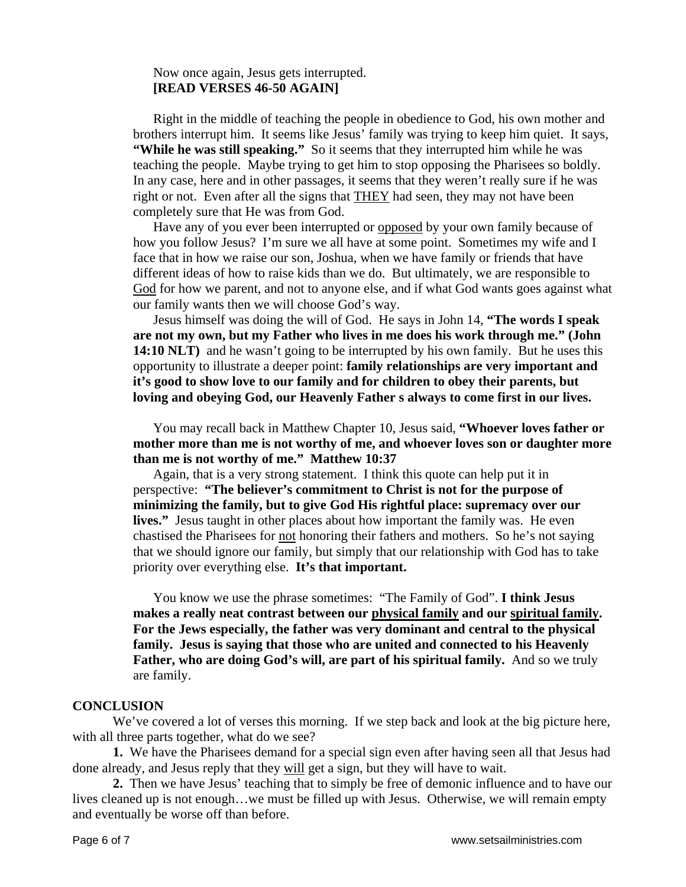Now once again, Jesus gets interrupted.
**[READ VERSES 46-50 AGAIN]**

Right in the middle of teaching the people in obedience to God, his own mother and brothers interrupt him. It seems like Jesus' family was trying to keep him quiet. It says, **"While he was still speaking."** So it seems that they interrupted him while he was teaching the people. Maybe trying to get him to stop opposing the Pharisees so boldly. In any case, here and in other passages, it seems that they weren't really sure if he was right or not. Even after all the signs that <u>THEY</u> had seen, they may not have been completely sure that He was from God.

Have any of you ever been interrupted or <u>opposed</u> by your own family because of how you follow Jesus? I'm sure we all have at some point. Sometimes my wife and I face that in how we raise our son, Joshua, when we have family or friends that have different ideas of how to raise kids than we do. But ultimately, we are responsible to <u>God</u> for how we parent, and not to anyone else, and if what God wants goes against what our family wants then we will choose God's way.

Jesus himself was doing the will of God. He says in John 14, **"The words I speak are not my own, but my Father who lives in me does his work through me." (John 14:10 NLT)** and he wasn't going to be interrupted by his own family. But he uses this opportunity to illustrate a deeper point: **family relationships are very important and it's good to show love to our family and for children to obey their parents, but loving and obeying God, our Heavenly Father s always to come first in our lives.**

You may recall back in Matthew Chapter 10, Jesus said, **"Whoever loves father or mother more than me is not worthy of me, and whoever loves son or daughter more than me is not worthy of me." Matthew 10:37**

Again, that is a very strong statement. I think this quote can help put it in perspective: **"The believer's commitment to Christ is not for the purpose of minimizing the family, but to give God His rightful place: supremacy over our lives."** Jesus taught in other places about how important the family was. He even chastised the Pharisees for <u>not</u> honoring their fathers and mothers. So he's not saying that we should ignore our family, but simply that our relationship with God has to take priority over everything else. **It's that important.**

You know we use the phrase sometimes: "The Family of God". **I think Jesus makes a really neat contrast between our <u>physical family</u> and our <u>spiritual family</u>. For the Jews especially, the father was very dominant and central to the physical family. Jesus is saying that those who are united and connected to his Heavenly Father, who are doing God's will, are part of his spiritual family.** And so we truly are family.

**CONCLUSION**

We've covered a lot of verses this morning. If we step back and look at the big picture here, with all three parts together, what do we see?

**1.** We have the Pharisees demand for a special sign even after having seen all that Jesus had done already, and Jesus reply that they <u>will</u> get a sign, but they will have to wait.

**2.** Then we have Jesus' teaching that to simply be free of demonic influence and to have our lives cleaned up is not enough…we must be filled up with Jesus. Otherwise, we will remain empty and eventually be worse off than before.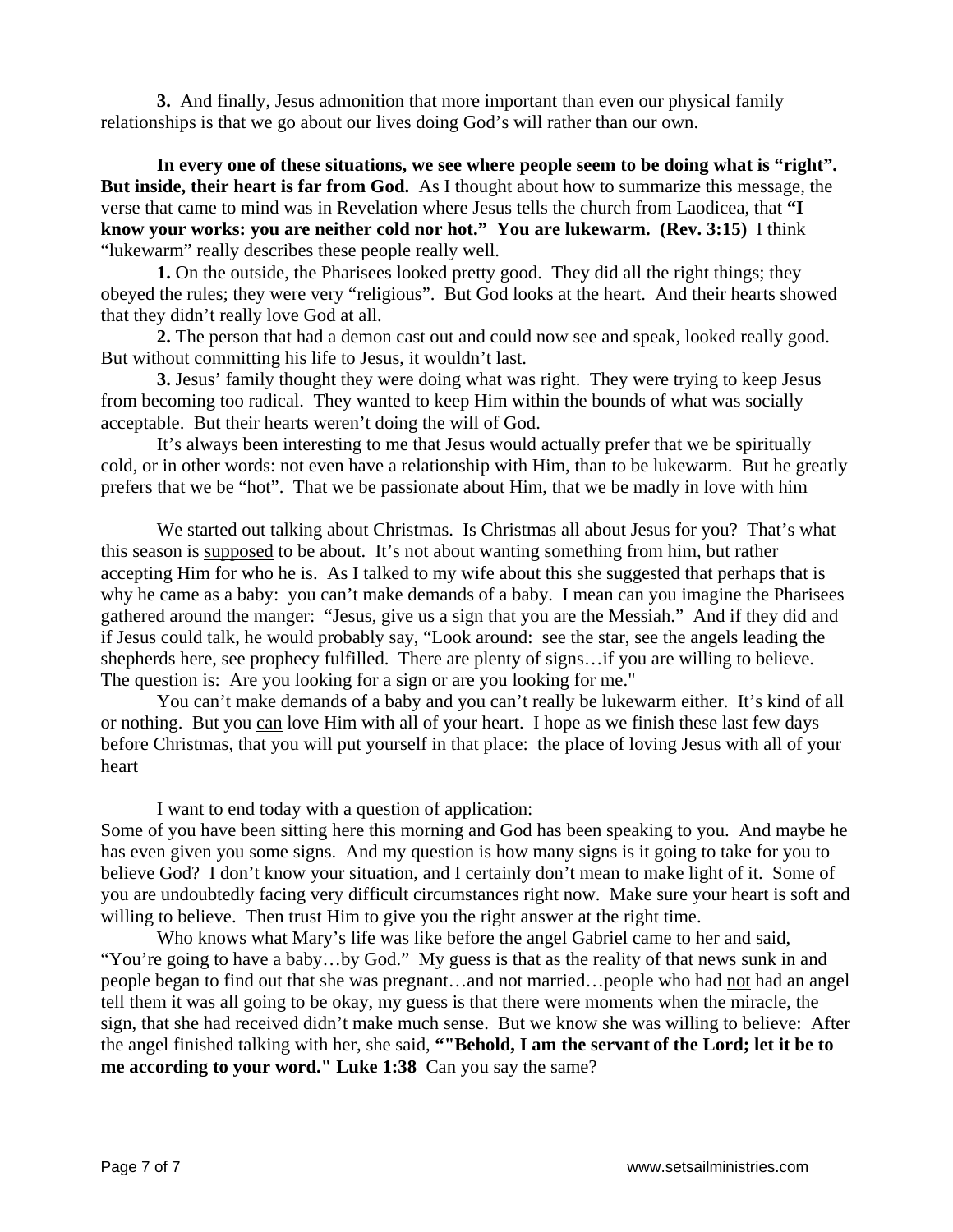**3.** And finally, Jesus admonition that more important than even our physical family relationships is that we go about our lives doing God's will rather than our own.

**In every one of these situations, we see where people seem to be doing what is "right". But inside, their heart is far from God.** As I thought about how to summarize this message, the verse that came to mind was in Revelation where Jesus tells the church from Laodicea, that **"I know your works: you are neither cold nor hot." You are lukewarm. (Rev. 3:15)** I think "lukewarm" really describes these people really well.

**1.** On the outside, the Pharisees looked pretty good. They did all the right things; they obeyed the rules; they were very "religious". But God looks at the heart. And their hearts showed that they didn't really love God at all.

**2.** The person that had a demon cast out and could now see and speak, looked really good. But without committing his life to Jesus, it wouldn't last.

**3.** Jesus' family thought they were doing what was right. They were trying to keep Jesus from becoming too radical. They wanted to keep Him within the bounds of what was socially acceptable. But their hearts weren't doing the will of God.

It's always been interesting to me that Jesus would actually prefer that we be spiritually cold, or in other words: not even have a relationship with Him, than to be lukewarm. But he greatly prefers that we be "hot". That we be passionate about Him, that we be madly in love with him

We started out talking about Christmas. Is Christmas all about Jesus for you? That's what this season is <u>supposed</u> to be about. It's not about wanting something from him, but rather accepting Him for who he is. As I talked to my wife about this she suggested that perhaps that is why he came as a baby: you can't make demands of a baby. I mean can you imagine the Pharisees gathered around the manger: "Jesus, give us a sign that you are the Messiah." And if they did and if Jesus could talk, he would probably say, "Look around: see the star, see the angels leading the shepherds here, see prophecy fulfilled. There are plenty of signs…if you are willing to believe. The question is: Are you looking for a sign or are you looking for me."

You can't make demands of a baby and you can't really be lukewarm either. It's kind of all or nothing. But you <u>can</u> love Him with all of your heart. I hope as we finish these last few days before Christmas, that you will put yourself in that place: the place of loving Jesus with all of your heart

I want to end today with a question of application:
Some of you have been sitting here this morning and God has been speaking to you. And maybe he has even given you some signs. And my question is how many signs is it going to take for you to believe God? I don't know your situation, and I certainly don't mean to make light of it. Some of you are undoubtedly facing very difficult circumstances right now. Make sure your heart is soft and willing to believe. Then trust Him to give you the right answer at the right time.

Who knows what Mary's life was like before the angel Gabriel came to her and said, "You're going to have a baby…by God." My guess is that as the reality of that news sunk in and people began to find out that she was pregnant…and not married…people who had <u>not</u> had an angel tell them it was all going to be okay, my guess is that there were moments when the miracle, the sign, that she had received didn't make much sense. But we know she was willing to believe: After the angel finished talking with her, she said, **""Behold, I am the servant of the Lord; let it be to me according to your word." Luke 1:38** Can you say the same?